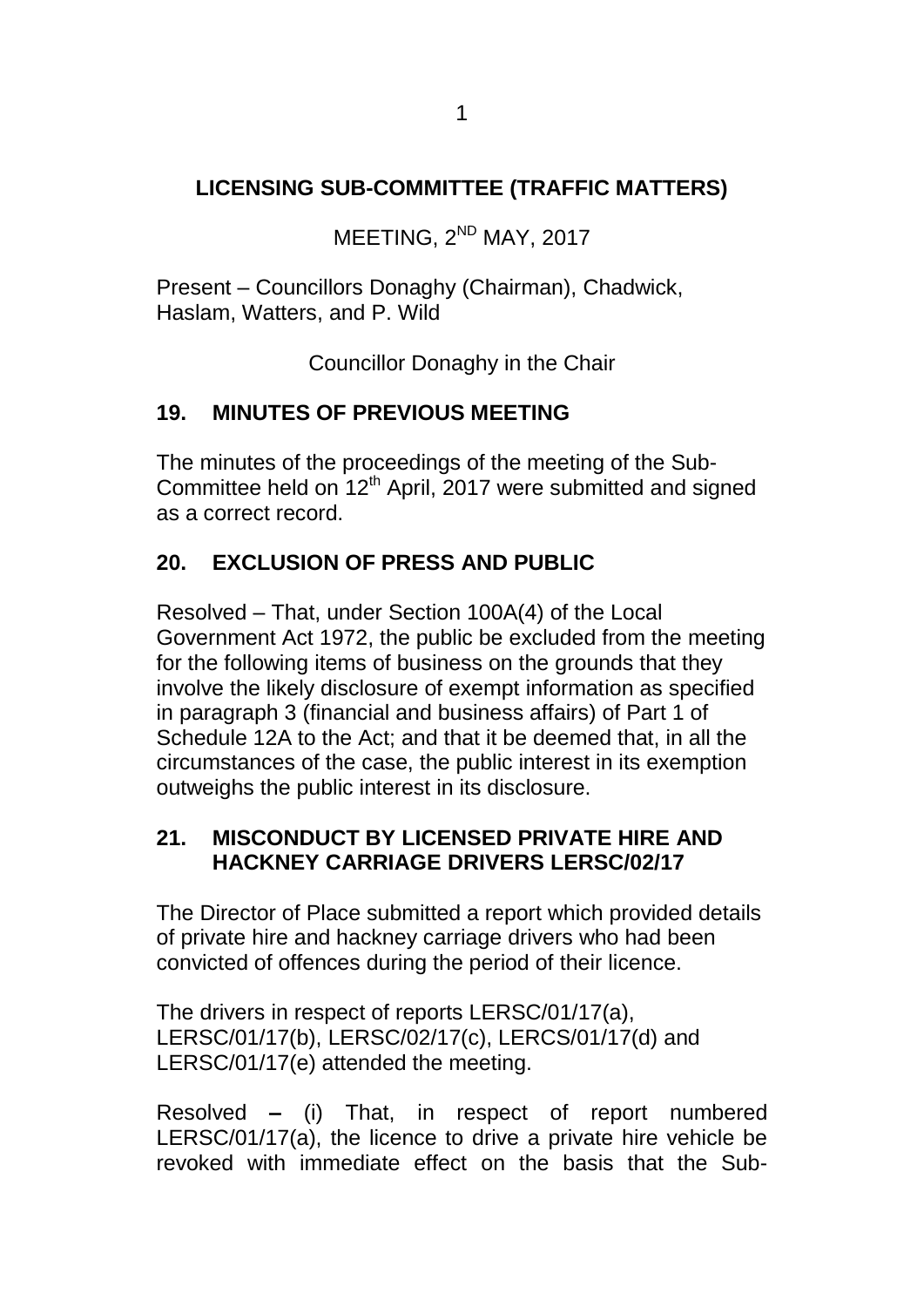# LICENSING SUB-COMMITTEE (TRAFFIC MATTERS)

MEETING, 2ND MAY, 2017

Present – Councillors Donaghy (Chairman), Chadwick, Haslam, Watters, and P. Wild

Councillor Donaghy in the Chair

## 19. MINUTES OF PREVIOUS MEETING

The minutes of the proceedings of the meeting of the Sub-Committee held on 12th April, 2017 were submitted and signed as a correct record.

## 20. EXCLUSION OF PRESS AND PUBLIC

Resolved – That, under Section 100A(4) of the Local Government Act 1972, the public be excluded from the meeting for the following items of business on the grounds that they involve the likely disclosure of exempt information as specified in paragraph 3 (financial and business affairs) of Part 1 of Schedule 12A to the Act; and that it be deemed that, in all the circumstances of the case, the public interest in its exemption outweighs the public interest in its disclosure.

## 21. MISCONDUCT BY LICENSED PRIVATE HIRE AND HACKNEY CARRIAGE DRIVERS LERSC/02/17

The Director of Place submitted a report which provided details of private hire and hackney carriage drivers who had been convicted of offences during the period of their licence.

The drivers in respect of reports LERSC/01/17(a), LERSC/01/17(b), LERSC/02/17(c), LERCS/01/17(d) and LERSC/01/17(e) attended the meeting.

Resolved **–** (i) That, in respect of report numbered LERSC/01/17(a), the licence to drive a private hire vehicle be revoked with immediate effect on the basis that the Sub-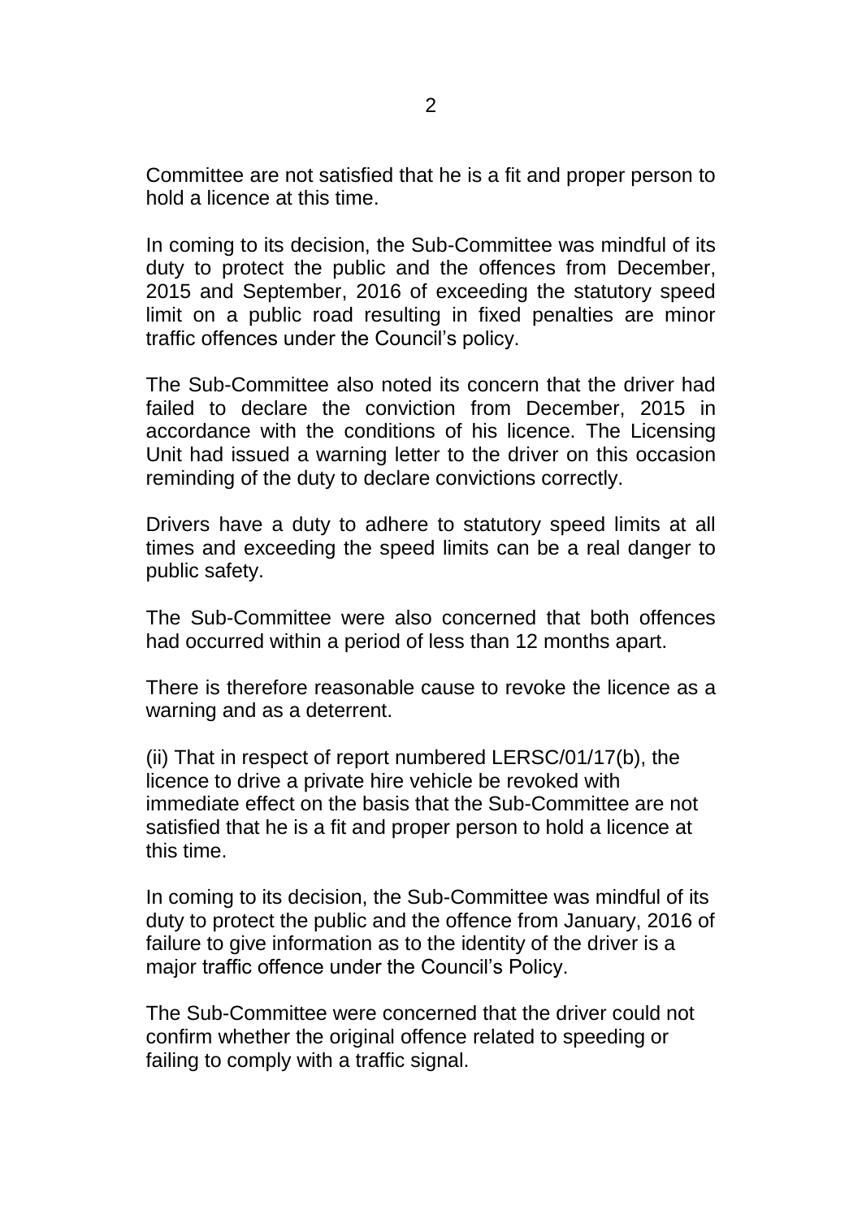Committee are not satisfied that he is a fit and proper person to hold a licence at this time.

In coming to its decision, the Sub-Committee was mindful of its duty to protect the public and the offences from December, 2015 and September, 2016 of exceeding the statutory speed limit on a public road resulting in fixed penalties are minor traffic offences under the Council's policy.

The Sub-Committee also noted its concern that the driver had failed to declare the conviction from December, 2015 in accordance with the conditions of his licence. The Licensing Unit had issued a warning letter to the driver on this occasion reminding of the duty to declare convictions correctly.

Drivers have a duty to adhere to statutory speed limits at all times and exceeding the speed limits can be a real danger to public safety.

The Sub-Committee were also concerned that both offences had occurred within a period of less than 12 months apart.

There is therefore reasonable cause to revoke the licence as a warning and as a deterrent.

(ii) That in respect of report numbered LERSC/01/17(b), the licence to drive a private hire vehicle be revoked with immediate effect on the basis that the Sub-Committee are not satisfied that he is a fit and proper person to hold a licence at this time.

In coming to its decision, the Sub-Committee was mindful of its duty to protect the public and the offence from January, 2016 of failure to give information as to the identity of the driver is a major traffic offence under the Council's Policy.

The Sub-Committee were concerned that the driver could not confirm whether the original offence related to speeding or failing to comply with a traffic signal.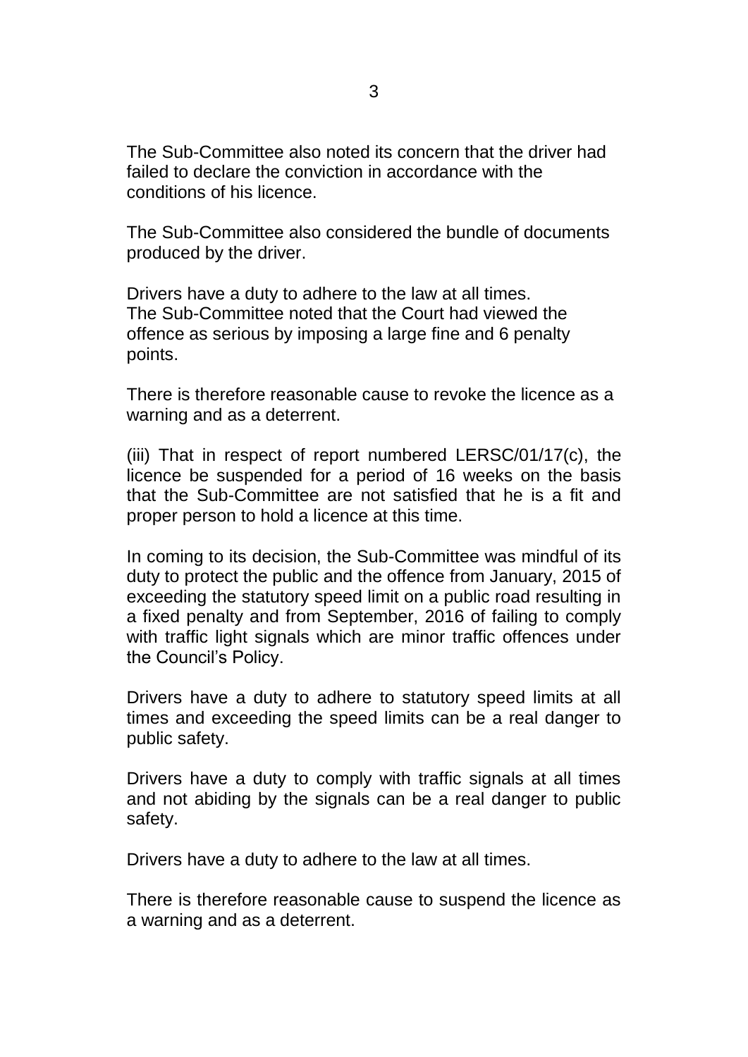The Sub-Committee also noted its concern that the driver had failed to declare the conviction in accordance with the conditions of his licence.

The Sub-Committee also considered the bundle of documents produced by the driver.

Drivers have a duty to adhere to the law at all times.
The Sub-Committee noted that the Court had viewed the offence as serious by imposing a large fine and 6 penalty points.

There is therefore reasonable cause to revoke the licence as a warning and as a deterrent.

(iii) That in respect of report numbered LERSC/01/17(c), the licence be suspended for a period of 16 weeks on the basis that the Sub-Committee are not satisfied that he is a fit and proper person to hold a licence at this time.

In coming to its decision, the Sub-Committee was mindful of its duty to protect the public and the offence from January, 2015 of exceeding the statutory speed limit on a public road resulting in a fixed penalty and from September, 2016 of failing to comply with traffic light signals which are minor traffic offences under the Council's Policy.

Drivers have a duty to adhere to statutory speed limits at all times and exceeding the speed limits can be a real danger to public safety.

Drivers have a duty to comply with traffic signals at all times and not abiding by the signals can be a real danger to public safety.

Drivers have a duty to adhere to the law at all times.

There is therefore reasonable cause to suspend the licence as a warning and as a deterrent.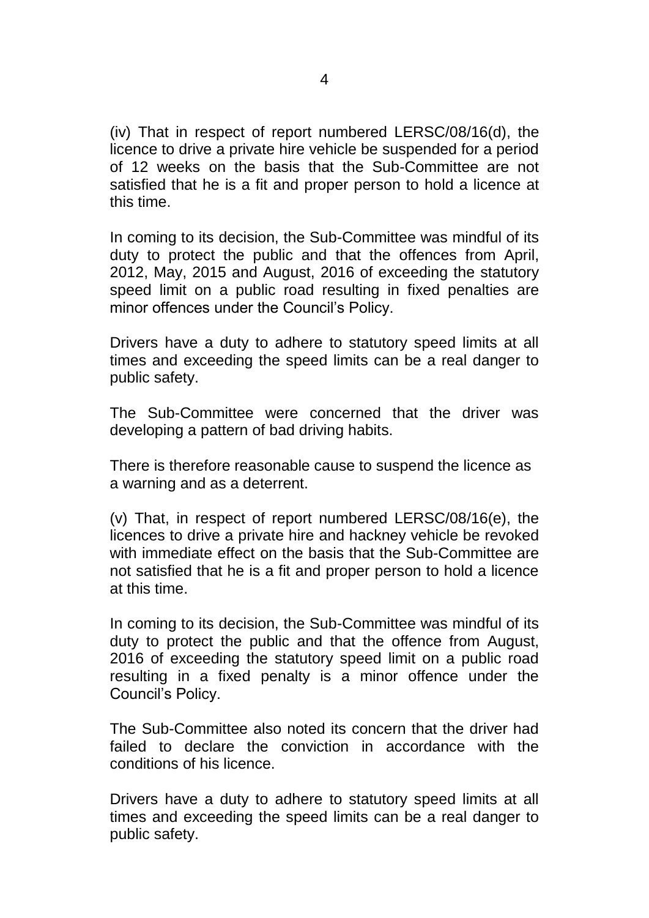(iv) That in respect of report numbered LERSC/08/16(d), the licence to drive a private hire vehicle be suspended for a period of 12 weeks on the basis that the Sub-Committee are not satisfied that he is a fit and proper person to hold a licence at this time.

In coming to its decision, the Sub-Committee was mindful of its duty to protect the public and that the offences from April, 2012, May, 2015 and August, 2016 of exceeding the statutory speed limit on a public road resulting in fixed penalties are minor offences under the Council's Policy.

Drivers have a duty to adhere to statutory speed limits at all times and exceeding the speed limits can be a real danger to public safety.

The Sub-Committee were concerned that the driver was developing a pattern of bad driving habits.

There is therefore reasonable cause to suspend the licence as a warning and as a deterrent.

(v) That, in respect of report numbered LERSC/08/16(e), the licences to drive a private hire and hackney vehicle be revoked with immediate effect on the basis that the Sub-Committee are not satisfied that he is a fit and proper person to hold a licence at this time.

In coming to its decision, the Sub-Committee was mindful of its duty to protect the public and that the offence from August, 2016 of exceeding the statutory speed limit on a public road resulting in a fixed penalty is a minor offence under the Council's Policy.

The Sub-Committee also noted its concern that the driver had failed to declare the conviction in accordance with the conditions of his licence.

Drivers have a duty to adhere to statutory speed limits at all times and exceeding the speed limits can be a real danger to public safety.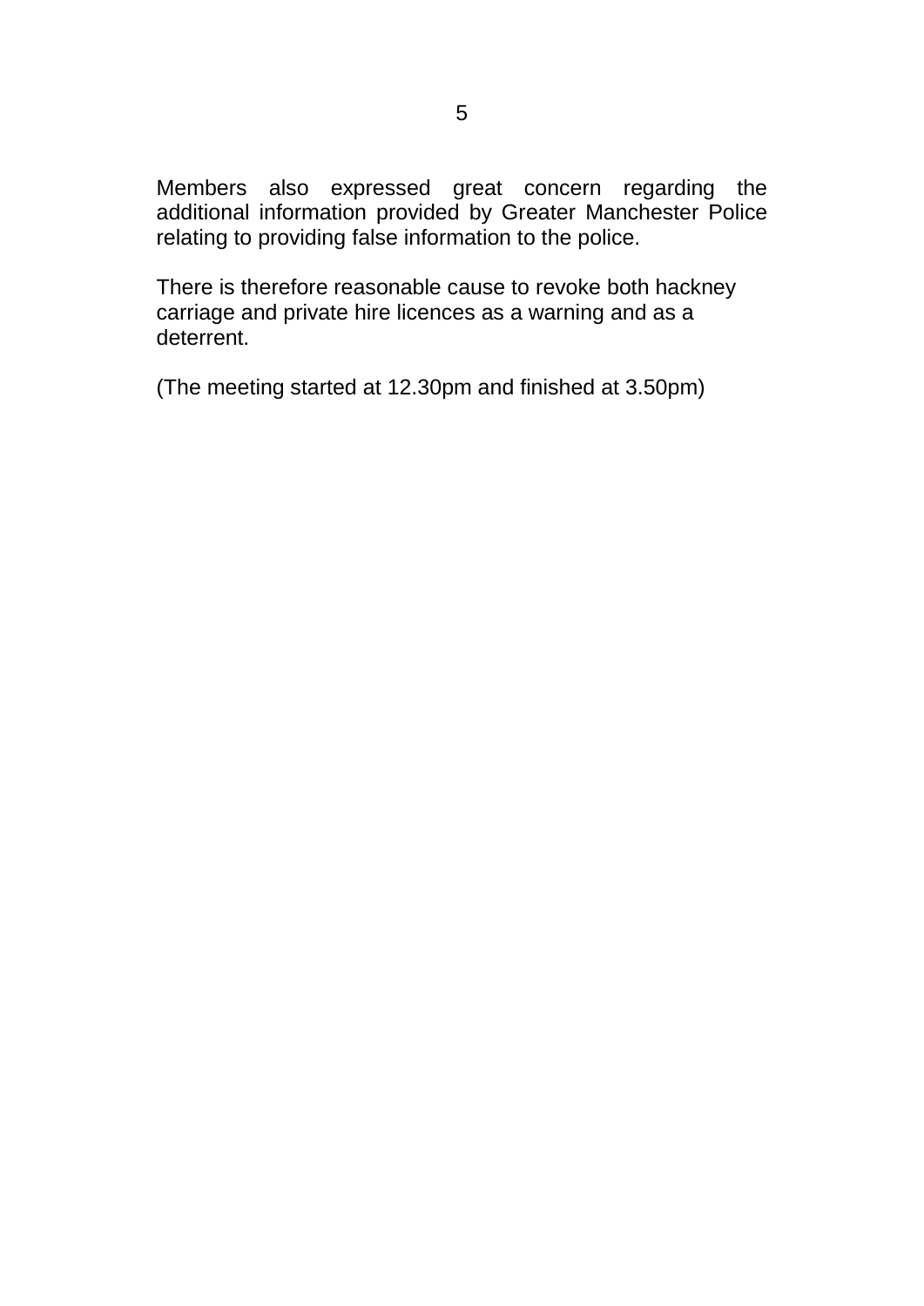Members also expressed great concern regarding the additional information provided by Greater Manchester Police relating to providing false information to the police.

There is therefore reasonable cause to revoke both hackney carriage and private hire licences as a warning and as a deterrent.

(The meeting started at 12.30pm and finished at 3.50pm)